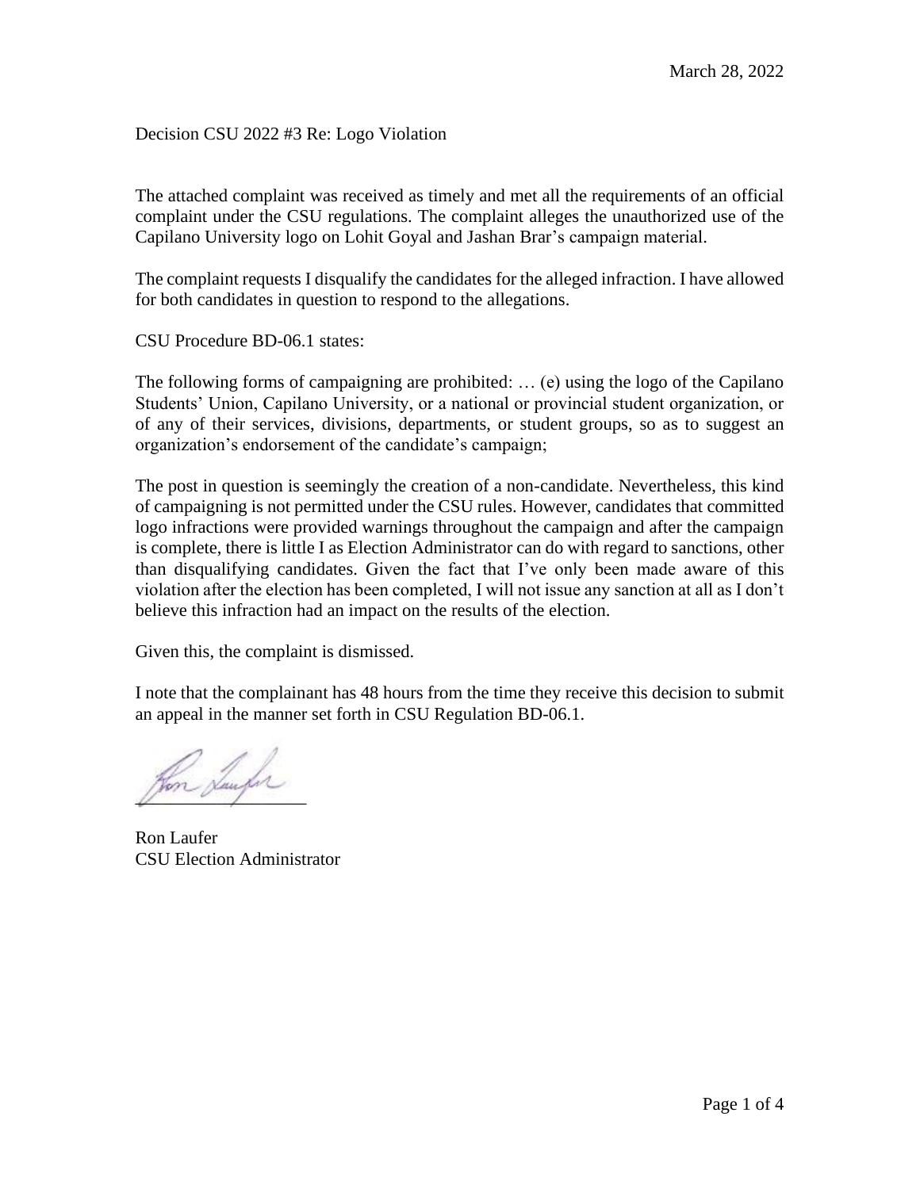March 28, 2022

Decision CSU 2022 #3 Re: Logo Violation

The attached complaint was received as timely and met all the requirements of an official complaint under the CSU regulations. The complaint alleges the unauthorized use of the Capilano University logo on Lohit Goyal and Jashan Brar's campaign material.

The complaint requests I disqualify the candidates for the alleged infraction. I have allowed for both candidates in question to respond to the allegations.

CSU Procedure BD-06.1 states:

The following forms of campaigning are prohibited: … (e) using the logo of the Capilano Students' Union, Capilano University, or a national or provincial student organization, or of any of their services, divisions, departments, or student groups, so as to suggest an organization's endorsement of the candidate's campaign;

The post in question is seemingly the creation of a non-candidate. Nevertheless, this kind of campaigning is not permitted under the CSU rules. However, candidates that committed logo infractions were provided warnings throughout the campaign and after the campaign is complete, there is little I as Election Administrator can do with regard to sanctions, other than disqualifying candidates. Given the fact that I've only been made aware of this violation after the election has been completed, I will not issue any sanction at all as I don't believe this infraction had an impact on the results of the election.

Given this, the complaint is dismissed.

I note that the complainant has 48 hours from the time they receive this decision to submit an appeal in the manner set forth in CSU Regulation BD-06.1.

Ron Laufer
CSU Election Administrator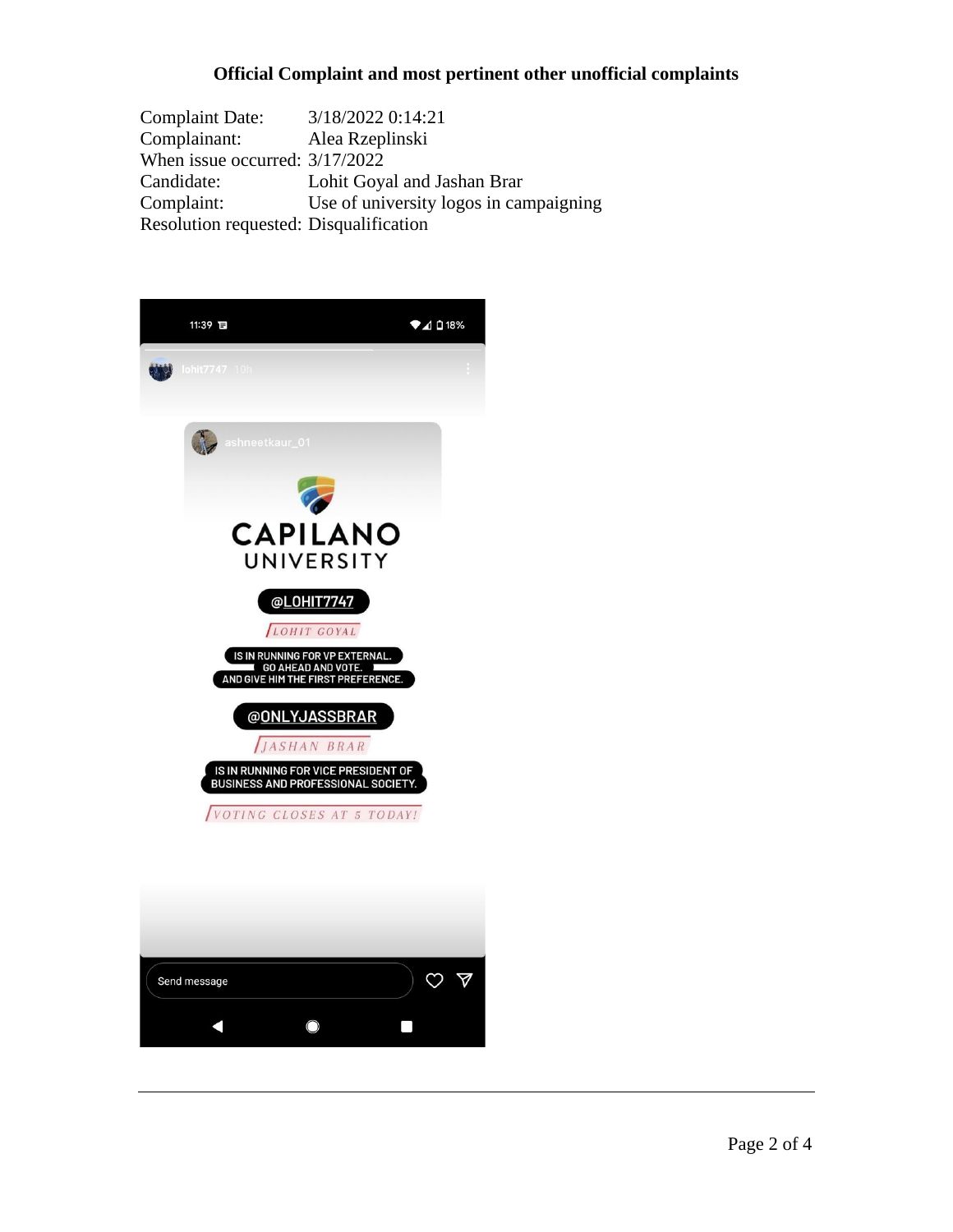**Official Complaint and most pertinent other unofficial complaints**

| | |
|---|---|
| Complaint Date: | 3/18/2022 0:14:21 |
| Complainant: | Alea Rzeplinski |
| When issue occurred: | 3/17/2022 |
| Candidate: | Lohit Goyal and Jashan Brar |
| Complaint: | Use of university logos in campaigning |
| Resolution requested: | Disqualification |

11:39 18%

lohit7747 10h

ashneetkaur_01

CAPILANO UNIVERSITY

@LOHIT7747

LOHIT GOYAL

IS IN RUNNING FOR VP EXTERNAL.
GO AHEAD AND VOTE.
AND GIVE HIM THE FIRST PREFERENCE.

@ONLYJASSBRAR

JASHAN BRAR

IS IN RUNNING FOR VICE PRESIDENT OF BUSINESS AND PROFESSIONAL SOCIETY.

VOTING CLOSES AT 5 TODAY!

Send message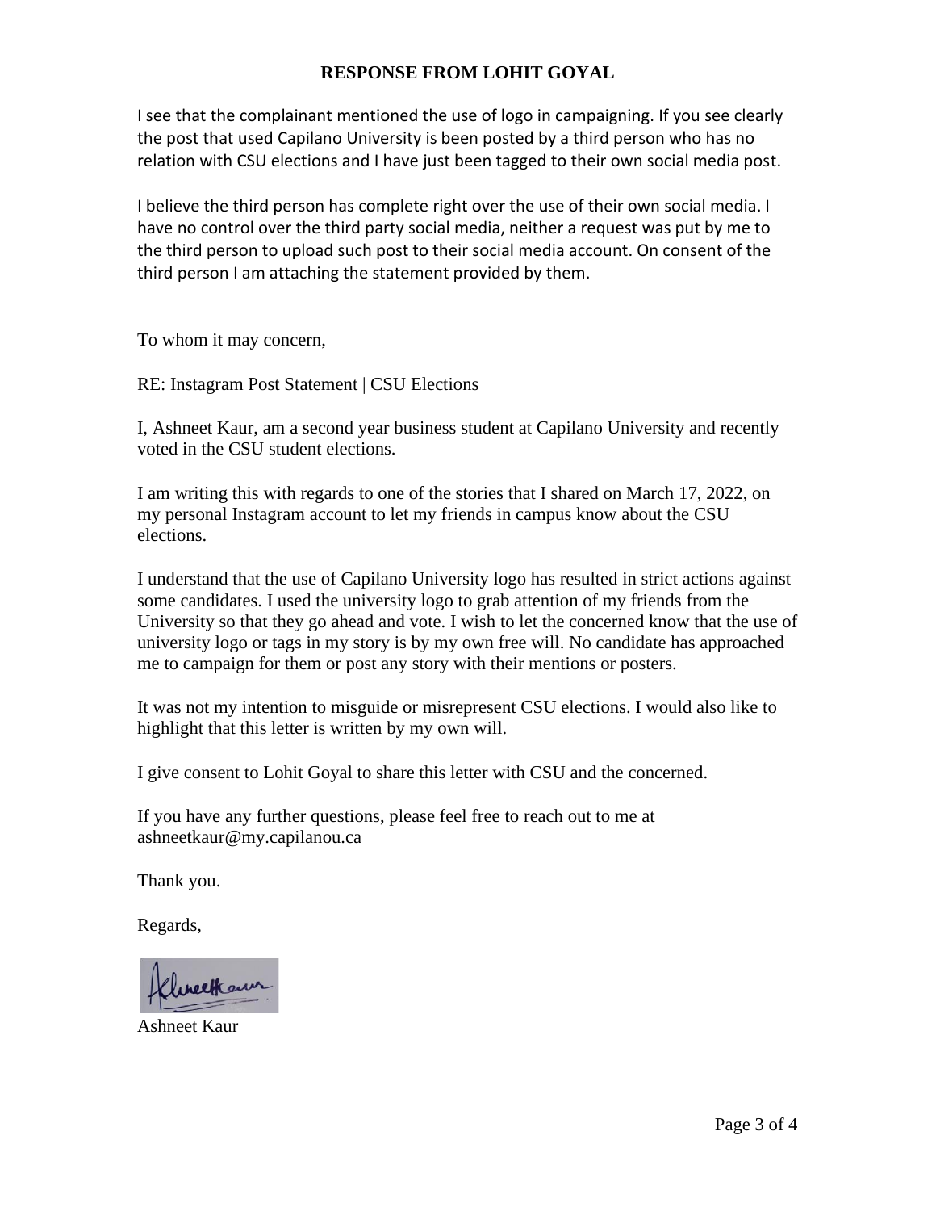## RESPONSE FROM LOHIT GOYAL

I see that the complainant mentioned the use of logo in campaigning. If you see clearly the post that used Capilano University is been posted by a third person who has no relation with CSU elections and I have just been tagged to their own social media post.

I believe the third person has complete right over the use of their own social media. I have no control over the third party social media, neither a request was put by me to the third person to upload such post to their social media account. On consent of the third person I am attaching the statement provided by them.

To whom it may concern,

RE: Instagram Post Statement | CSU Elections

I, Ashneet Kaur, am a second year business student at Capilano University and recently voted in the CSU student elections.

I am writing this with regards to one of the stories that I shared on March 17, 2022, on my personal Instagram account to let my friends in campus know about the CSU elections.

I understand that the use of Capilano University logo has resulted in strict actions against some candidates. I used the university logo to grab attention of my friends from the University so that they go ahead and vote. I wish to let the concerned know that the use of university logo or tags in my story is by my own free will. No candidate has approached me to campaign for them or post any story with their mentions or posters.

It was not my intention to misguide or misrepresent CSU elections. I would also like to highlight that this letter is written by my own will.

I give consent to Lohit Goyal to share this letter with CSU and the concerned.

If you have any further questions, please feel free to reach out to me at ashneetkaur@my.capilanou.ca

Thank you.

Regards,

Ashneet Kaur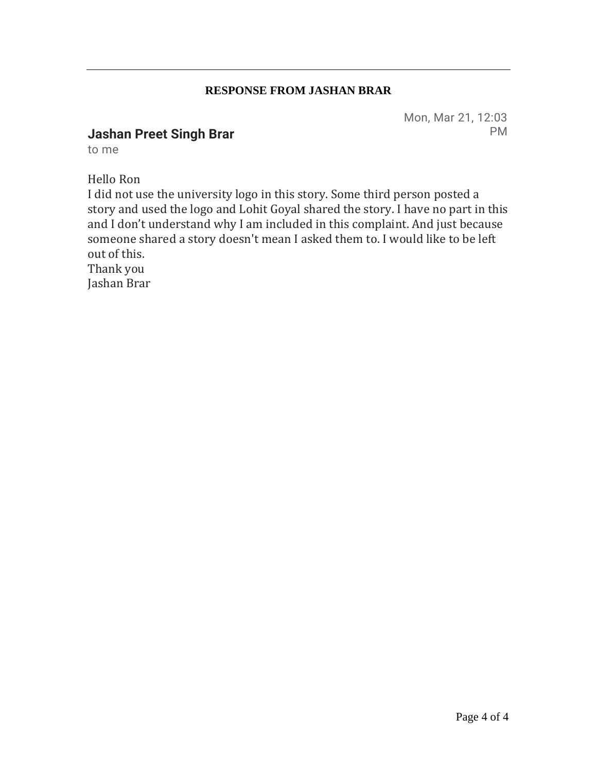## RESPONSE FROM JASHAN BRAR

**Jashan Preet Singh Brar**

to me

Mon, Mar 21, 12:03 PM

Hello Ron

I did not use the university logo in this story. Some third person posted a story and used the logo and Lohit Goyal shared the story. I have no part in this and I don't understand why I am included in this complaint. And just because someone shared a story doesn't mean I asked them to. I would like to be left out of this.

Thank you

Jashan Brar